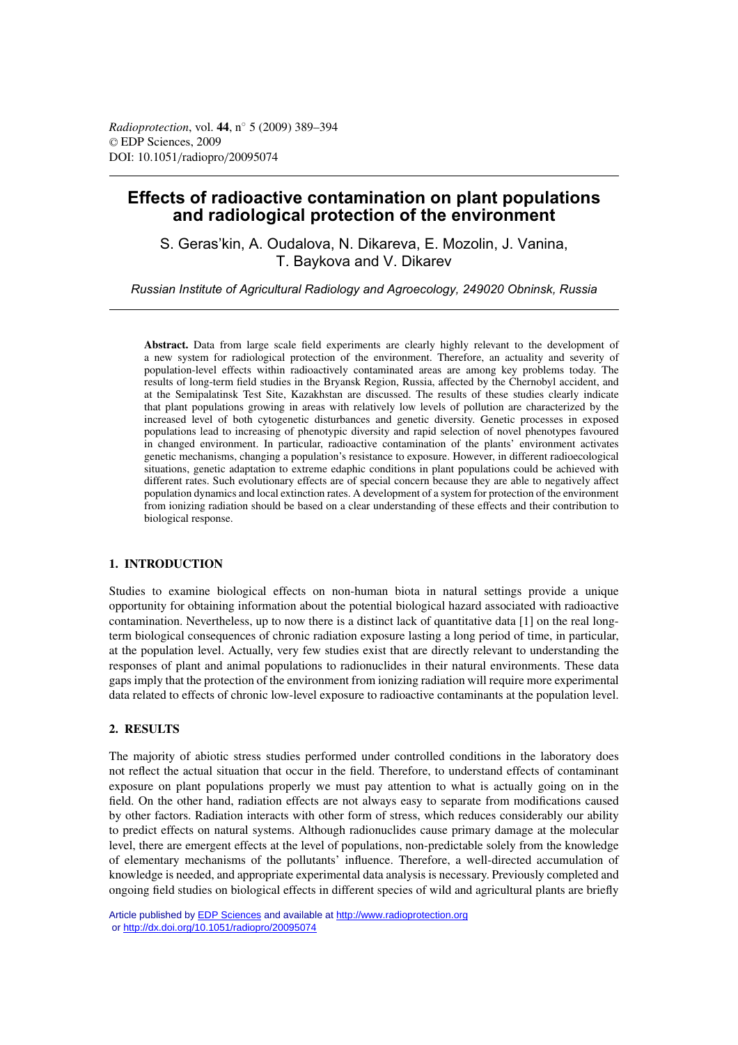# Effects of radioactive contamination on plant populations and radiological protection of the environment

S. Geras'kin, A. Oudalova, N. Dikareva, E. Mozolin, J. Vanina, T. Baykova and V. Dikarev

*Russian Institute of Agricultural Radiology and Agroecology, 249020 Obninsk, Russia*

**Abstract.** Data from large scale field experiments are clearly highly relevant to the development of a new system for radiological protection of the environment. Therefore, an actuality and severity of population-level effects within radioactively contaminated areas are among key problems today. The results of long-term field studies in the Bryansk Region, Russia, affected by the Chernobyl accident, and at the Semipalatinsk Test Site, Kazakhstan are discussed. The results of these studies clearly indicate that plant populations growing in areas with relatively low levels of pollution are characterized by the increased level of both cytogenetic disturbances and genetic diversity. Genetic processes in exposed populations lead to increasing of phenotypic diversity and rapid selection of novel phenotypes favoured in changed environment. In particular, radioactive contamination of the plants' environment activates genetic mechanisms, changing a population's resistance to exposure. However, in different radioecological situations, genetic adaptation to extreme edaphic conditions in plant populations could be achieved with different rates. Such evolutionary effects are of special concern because they are able to negatively affect population dynamics and local extinction rates. A development of a system for protection of the environment from ionizing radiation should be based on a clear understanding of these effects and their contribution to biological response.

## 1. INTRODUCTION

Studies to examine biological effects on non-human biota in natural settings provide a unique opportunity for obtaining information about the potential biological hazard associated with radioactive contamination. Nevertheless, up to now there is a distinct lack of quantitative data [1] on the real long-term biological consequences of chronic radiation exposure lasting a long period of time, in particular, at the population level. Actually, very few studies exist that are directly relevant to understanding the responses of plant and animal populations to radionuclides in their natural environments. These data gaps imply that the protection of the environment from ionizing radiation will require more experimental data related to effects of chronic low-level exposure to radioactive contaminants at the population level.

## 2. RESULTS

The majority of abiotic stress studies performed under controlled conditions in the laboratory does not reflect the actual situation that occur in the field. Therefore, to understand effects of contaminant exposure on plant populations properly we must pay attention to what is actually going on in the field. On the other hand, radiation effects are not always easy to separate from modifications caused by other factors. Radiation interacts with other form of stress, which reduces considerably our ability to predict effects on natural systems. Although radionuclides cause primary damage at the molecular level, there are emergent effects at the level of populations, non-predictable solely from the knowledge of elementary mechanisms of the pollutants' influence. Therefore, a well-directed accumulation of knowledge is needed, and appropriate experimental data analysis is necessary. Previously completed and ongoing field studies on biological effects in different species of wild and agricultural plants are briefly

Article published by EDP Sciences and available at http://www.radioprotection.org or http://dx.doi.org/10.1051/radiopro/20095074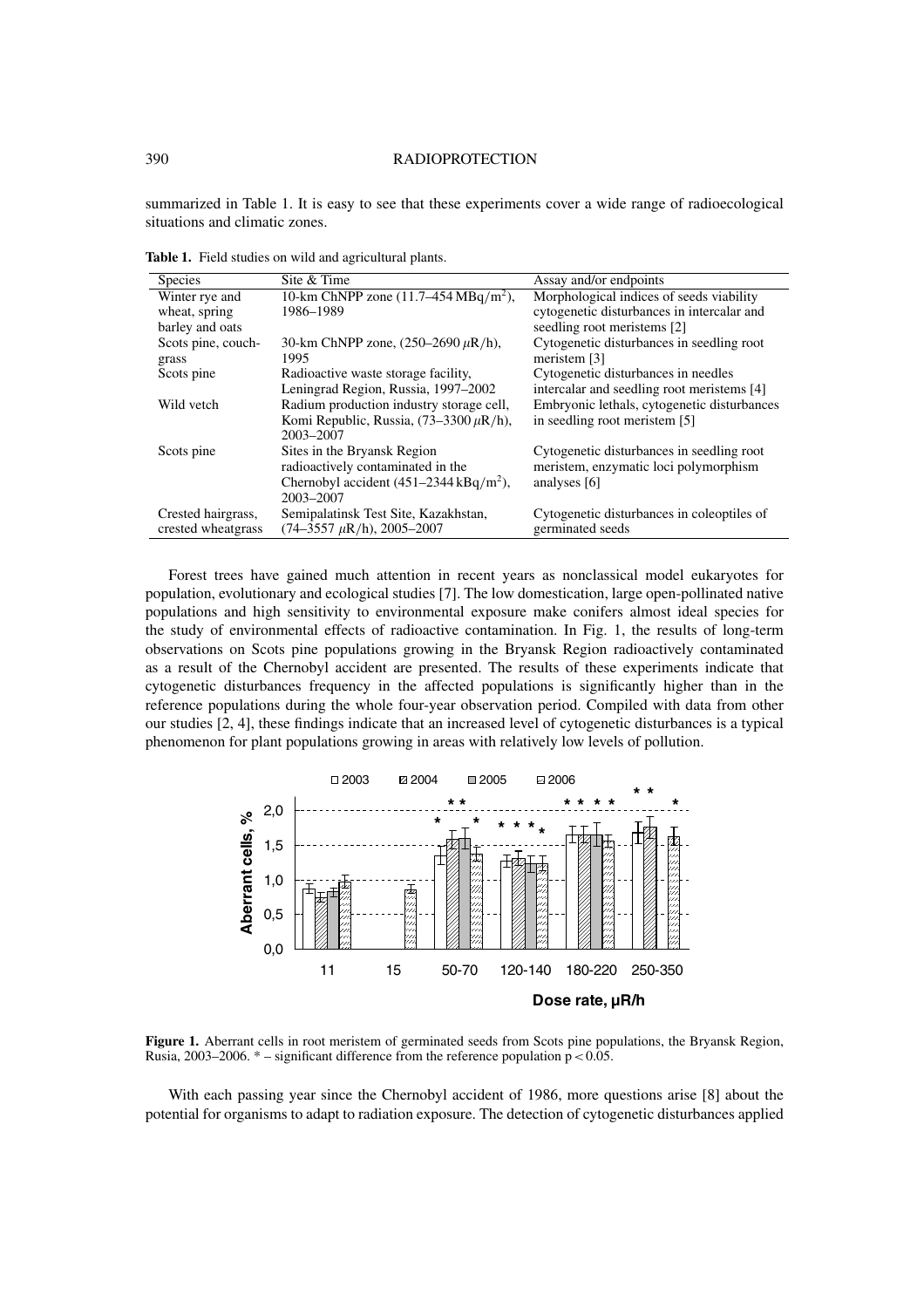summarized in Table 1. It is easy to see that these experiments cover a wide range of radioecological situations and climatic zones.

**Table 1.** Field studies on wild and agricultural plants.

| Species | Site & Time | Assay and/or endpoints |
|---|---|---|
| Winter rye and wheat, spring barley and oats | 10-km ChNPP zone (11.7–454 $MBq/m^2$), 1986–1989 | Morphological indices of seeds viability cytogenetic disturbances in intercalar and seedling root meristems [2] |
| Scots pine, couch-grass | 30-km ChNPP zone, (250–2690 $\mu$R/h), 1995 | Cytogenetic disturbances in seedling root meristem [3] |
| Scots pine | Radioactive waste storage facility, Leningrad Region, Russia, 1997–2002 | Cytogenetic disturbances in needles intercalar and seedling root meristems [4] |
| Wild vetch | Radium production industry storage cell, Komi Republic, Russia, (73–3300 $\mu$R/h), 2003–2007 | Embryonic lethals, cytogenetic disturbances in seedling root meristem [5] |
| Scots pine | Sites in the Bryansk Region radioactively contaminated in the Chernobyl accident (451–2344 $kBq/m^2$), 2003–2007 | Cytogenetic disturbances in seedling root meristem, enzymatic loci polymorphism analyses [6] |
| Crested hairgrass, crested wheatgrass | Semipalatinsk Test Site, Kazakhstan, (74–3557 $\mu$R/h), 2005–2007 | Cytogenetic disturbances in coleoptiles of germinated seeds |

Forest trees have gained much attention in recent years as nonclassical model eukaryotes for population, evolutionary and ecological studies [7]. The low domestication, large open-pollinated native populations and high sensitivity to environmental exposure make conifers almost ideal species for the study of environmental effects of radioactive contamination. In Fig. 1, the results of long-term observations on Scots pine populations growing in the Bryansk Region radioactively contaminated as a result of the Chernobyl accident are presented. The results of these experiments indicate that cytogenetic disturbances frequency in the affected populations is significantly higher than in the reference populations during the whole four-year observation period. Compiled with data from other our studies [2, 4], these findings indicate that an increased level of cytogenetic disturbances is a typical phenomenon for plant populations growing in areas with relatively low levels of pollution.

**Figure 1.** Aberrant cells in root meristem of germinated seeds from Scots pine populations, the Bryansk Region, Rusia, 2003–2006. * – significant difference from the reference population $p < 0.05$.

With each passing year since the Chernobyl accident of 1986, more questions arise [8] about the potential for organisms to adapt to radiation exposure. The detection of cytogenetic disturbances applied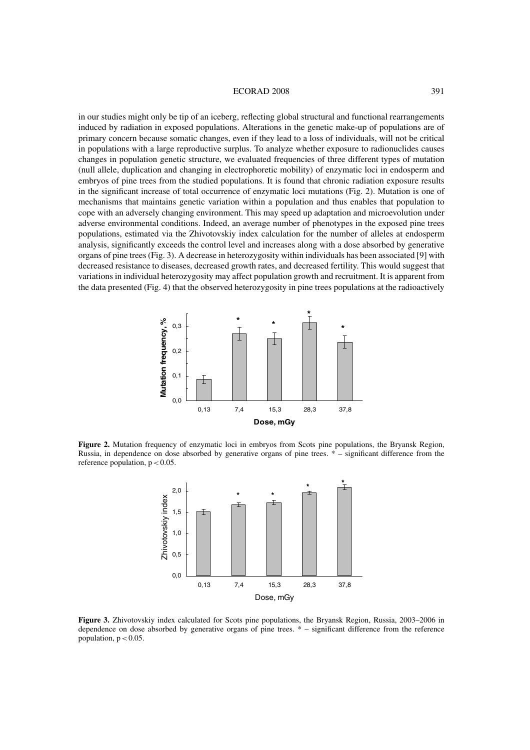in our studies might only be tip of an iceberg, reflecting global structural and functional rearrangements induced by radiation in exposed populations. Alterations in the genetic make-up of populations are of primary concern because somatic changes, even if they lead to a loss of individuals, will not be critical in populations with a large reproductive surplus. To analyze whether exposure to radionuclides causes changes in population genetic structure, we evaluated frequencies of three different types of mutation (null allele, duplication and changing in electrophoretic mobility) of enzymatic loci in endosperm and embryos of pine trees from the studied populations. It is found that chronic radiation exposure results in the significant increase of total occurrence of enzymatic loci mutations (Fig. 2). Mutation is one of mechanisms that maintains genetic variation within a population and thus enables that population to cope with an adversely changing environment. This may speed up adaptation and microevolution under adverse environmental conditions. Indeed, an average number of phenotypes in the exposed pine trees populations, estimated via the Zhivotovskiy index calculation for the number of alleles at endosperm analysis, significantly exceeds the control level and increases along with a dose absorbed by generative organs of pine trees (Fig. 3). A decrease in heterozygosity within individuals has been associated [9] with decreased resistance to diseases, decreased growth rates, and decreased fertility. This would suggest that variations in individual heterozygosity may affect population growth and recruitment. It is apparent from the data presented (Fig. 4) that the observed heterozygosity in pine trees populations at the radioactively

**Figure 2.** Mutation frequency of enzymatic loci in embryos from Scots pine populations, the Bryansk Region, Russia, in dependence on dose absorbed by generative organs of pine trees. * – significant difference from the reference population, $p < 0.05$.

**Figure 3.** Zhivotovskiy index calculated for Scots pine populations, the Bryansk Region, Russia, 2003–2006 in dependence on dose absorbed by generative organs of pine trees. * – significant difference from the reference population, $p < 0.05$.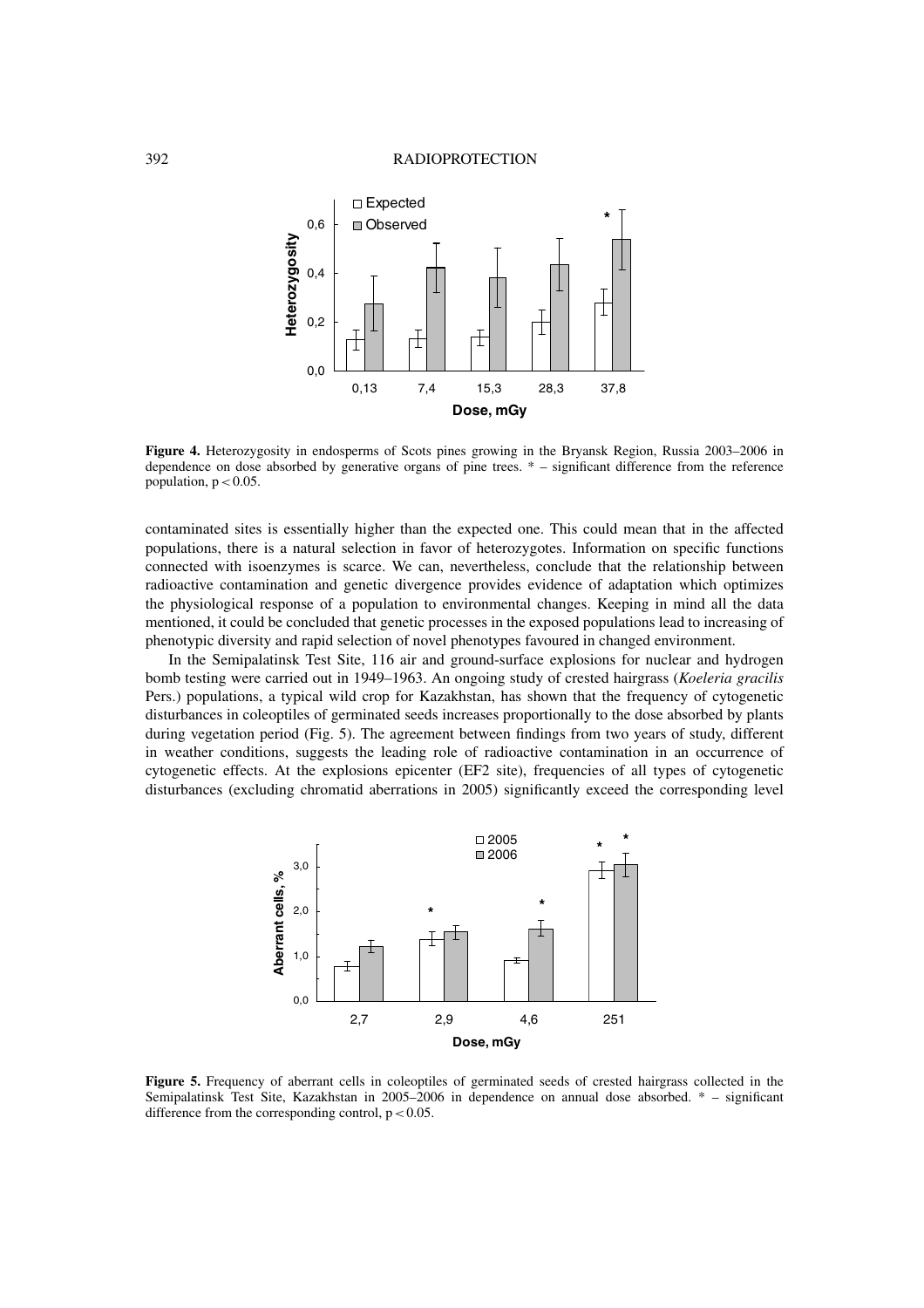**Figure 4.** Heterozygosity in endosperms of Scots pines growing in the Bryansk Region, Russia 2003–2006 in dependence on dose absorbed by generative organs of pine trees. * – significant difference from the reference population, $p < 0.05$.

contaminated sites is essentially higher than the expected one. This could mean that in the affected populations, there is a natural selection in favor of heterozygotes. Information on specific functions connected with isoenzymes is scarce. We can, nevertheless, conclude that the relationship between radioactive contamination and genetic divergence provides evidence of adaptation which optimizes the physiological response of a population to environmental changes. Keeping in mind all the data mentioned, it could be concluded that genetic processes in the exposed populations lead to increasing of phenotypic diversity and rapid selection of novel phenotypes favoured in changed environment.

In the Semipalatinsk Test Site, 116 air and ground-surface explosions for nuclear and hydrogen bomb testing were carried out in 1949–1963. An ongoing study of crested hairgrass (*Koeleria gracilis* Pers.) populations, a typical wild crop for Kazakhstan, has shown that the frequency of cytogenetic disturbances in coleoptiles of germinated seeds increases proportionally to the dose absorbed by plants during vegetation period (Fig. 5). The agreement between findings from two years of study, different in weather conditions, suggests the leading role of radioactive contamination in an occurrence of cytogenetic effects. At the explosions epicenter (EF2 site), frequencies of all types of cytogenetic disturbances (excluding chromatid aberrations in 2005) significantly exceed the corresponding level

**Figure 5.** Frequency of aberrant cells in coleoptiles of germinated seeds of crested hairgrass collected in the Semipalatinsk Test Site, Kazakhstan in 2005–2006 in dependence on annual dose absorbed. * – significant difference from the corresponding control, $p < 0.05$.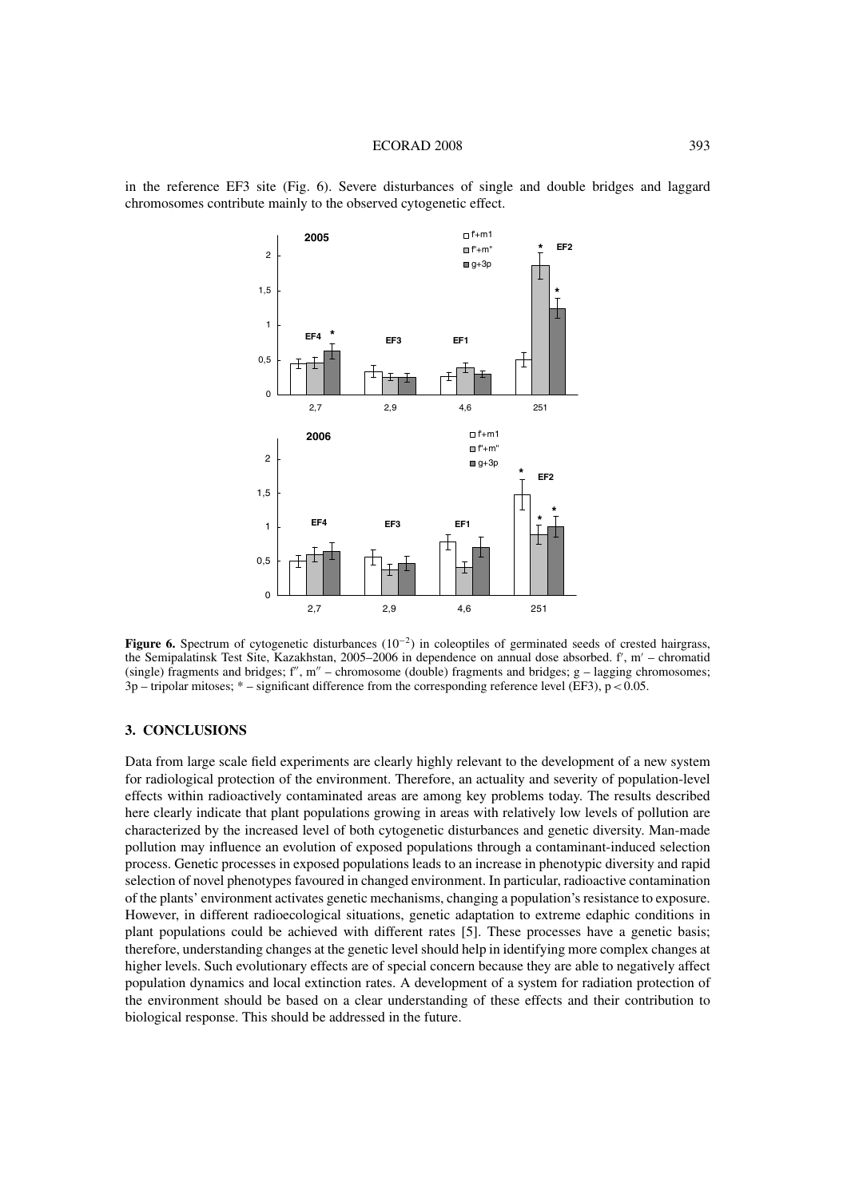in the reference EF3 site (Fig. 6). Severe disturbances of single and double bridges and laggard chromosomes contribute mainly to the observed cytogenetic effect.

**Figure 6.** Spectrum of cytogenetic disturbances ($10^{-2}$) in coleoptiles of germinated seeds of crested hairgrass, the Semipalatinsk Test Site, Kazakhstan, 2005–2006 in dependence on annual dose absorbed. f′, m′ – chromatid (single) fragments and bridges; f″, m″ – chromosome (double) fragments and bridges; g – lagging chromosomes; 3p – tripolar mitoses; * – significant difference from the corresponding reference level (EF3), $p < 0.05$.

## 3. CONCLUSIONS

Data from large scale field experiments are clearly highly relevant to the development of a new system for radiological protection of the environment. Therefore, an actuality and severity of population-level effects within radioactively contaminated areas are among key problems today. The results described here clearly indicate that plant populations growing in areas with relatively low levels of pollution are characterized by the increased level of both cytogenetic disturbances and genetic diversity. Man-made pollution may influence an evolution of exposed populations through a contaminant-induced selection process. Genetic processes in exposed populations leads to an increase in phenotypic diversity and rapid selection of novel phenotypes favoured in changed environment. In particular, radioactive contamination of the plants' environment activates genetic mechanisms, changing a population's resistance to exposure. However, in different radioecological situations, genetic adaptation to extreme edaphic conditions in plant populations could be achieved with different rates [5]. These processes have a genetic basis; therefore, understanding changes at the genetic level should help in identifying more complex changes at higher levels. Such evolutionary effects are of special concern because they are able to negatively affect population dynamics and local extinction rates. A development of a system for radiation protection of the environment should be based on a clear understanding of these effects and their contribution to biological response. This should be addressed in the future.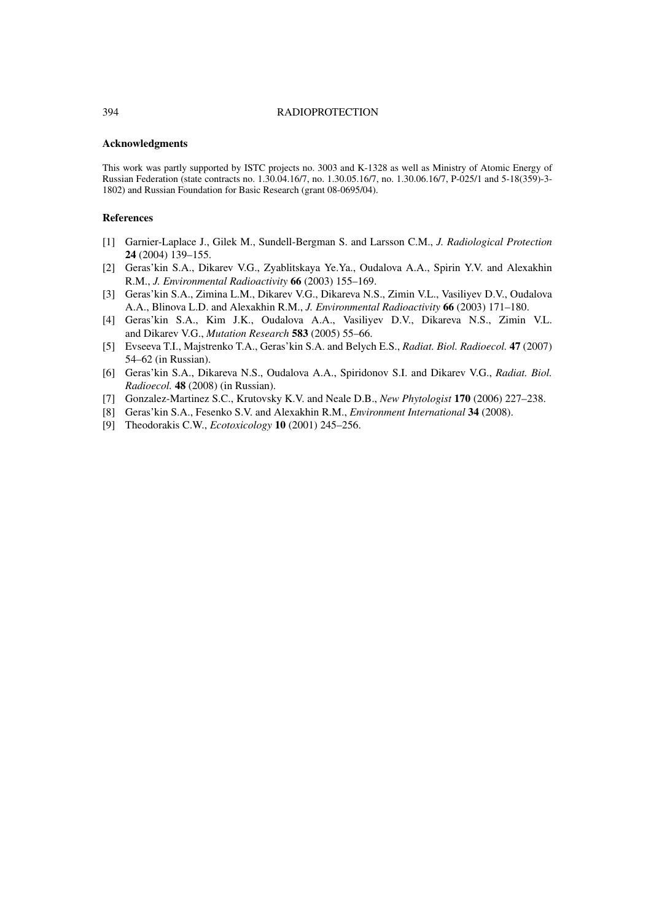### Acknowledgments

This work was partly supported by ISTC projects no. 3003 and K-1328 as well as Ministry of Atomic Energy of Russian Federation (state contracts no. 1.30.04.16/7, no. 1.30.05.16/7, no. 1.30.06.16/7, P-025/1 and 5-18(359)-3-1802) and Russian Foundation for Basic Research (grant 08-0695/04).

### References

[1] Garnier-Laplace J., Gilek M., Sundell-Bergman S. and Larsson C.M., *J. Radiological Protection* **24** (2004) 139–155.

[2] Geras'kin S.A., Dikarev V.G., Zyablitskaya Ye.Ya., Oudalova A.A., Spirin Y.V. and Alexakhin R.M., *J. Environmental Radioactivity* **66** (2003) 155–169.

[3] Geras'kin S.A., Zimina L.M., Dikarev V.G., Dikareva N.S., Zimin V.L., Vasiliyev D.V., Oudalova A.A., Blinova L.D. and Alexakhin R.M., *J. Environmental Radioactivity* **66** (2003) 171–180.

[4] Geras'kin S.A., Kim J.K., Oudalova A.A., Vasiliyev D.V., Dikareva N.S., Zimin V.L. and Dikarev V.G., *Mutation Research* **583** (2005) 55–66.

[5] Evseeva T.I., Majstrenko T.A., Geras'kin S.A. and Belych E.S., *Radiat. Biol. Radioecol.* **47** (2007) 54–62 (in Russian).

[6] Geras'kin S.A., Dikareva N.S., Oudalova A.A., Spiridonov S.I. and Dikarev V.G., *Radiat. Biol. Radioecol.* **48** (2008) (in Russian).

[7] Gonzalez-Martinez S.C., Krutovsky K.V. and Neale D.B., *New Phytologist* **170** (2006) 227–238.

[8] Geras'kin S.A., Fesenko S.V. and Alexakhin R.M., *Environment International* **34** (2008).

[9] Theodorakis C.W., *Ecotoxicology* **10** (2001) 245–256.